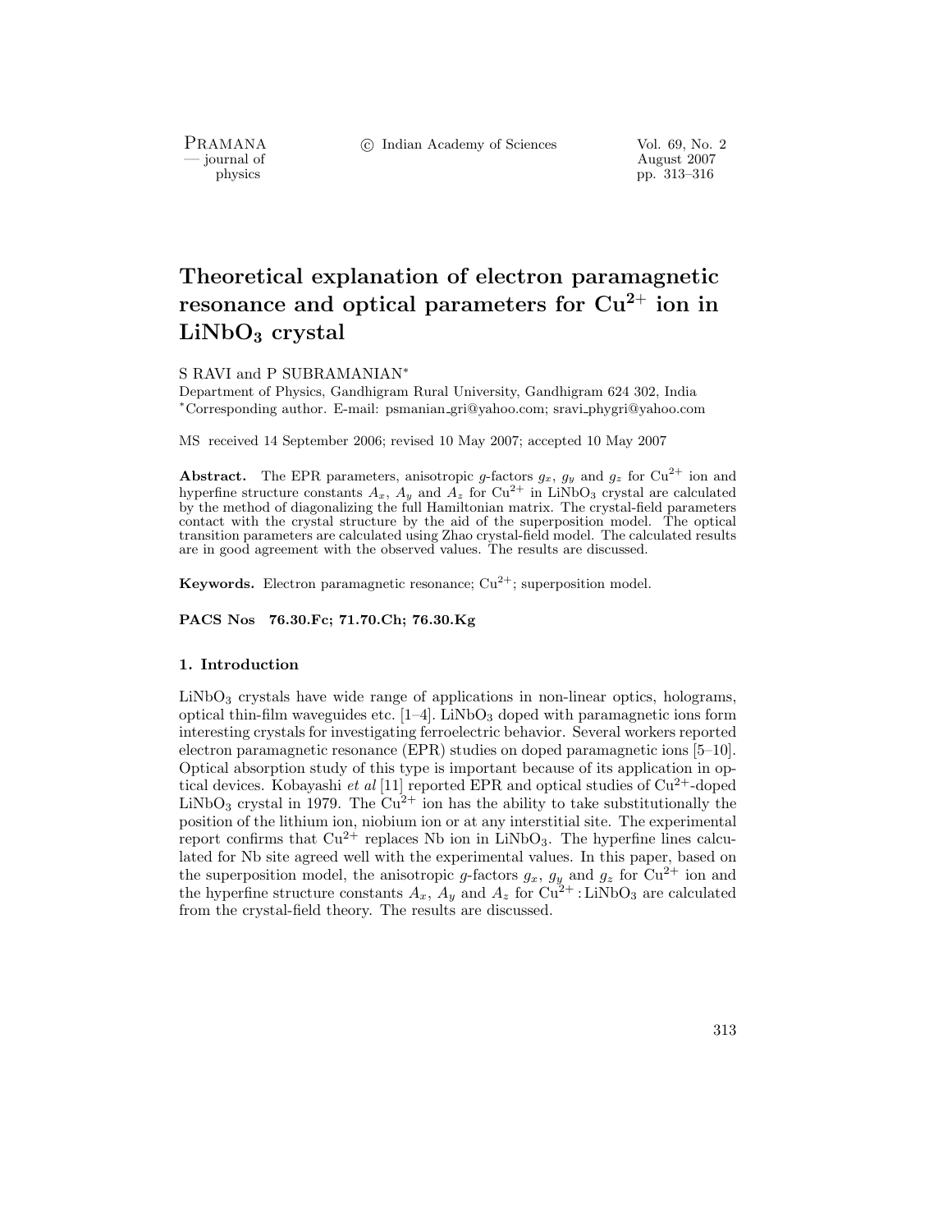# Theoretical explanation of electron paramagnetic resonance and optical parameters for $Cu^{2+}$ ion in $LiNbO_3$ crystal

S RAVI and P SUBRAMANIAN*

Department of Physics, Gandhigram Rural University, Gandhigram 624 302, India
*Corresponding author. E-mail: psmanian_gri@yahoo.com; sravi_phygri@yahoo.com

MS received 14 September 2006; revised 10 May 2007; accepted 10 May 2007

**Abstract.** The EPR parameters, anisotropic $g$-factors $g_x$, $g_y$ and $g_z$ for $Cu^{2+}$ ion and hyperfine structure constants $A_x$, $A_y$ and $A_z$ for $Cu^{2+}$ in $LiNbO_3$ crystal are calculated by the method of diagonalizing the full Hamiltonian matrix. The crystal-field parameters contact with the crystal structure by the aid of the superposition model. The optical transition parameters are calculated using Zhao crystal-field model. The calculated results are in good agreement with the observed values. The results are discussed.

**Keywords.** Electron paramagnetic resonance; $Cu^{2+}$; superposition model.

**PACS Nos 76.30.Fc; 71.70.Ch; 76.30.Kg**

## 1. Introduction

$LiNbO_3$ crystals have wide range of applications in non-linear optics, holograms, optical thin-film waveguides etc. [1–4]. $LiNbO_3$ doped with paramagnetic ions form interesting crystals for investigating ferroelectric behavior. Several workers reported electron paramagnetic resonance (EPR) studies on doped paramagnetic ions [5–10]. Optical absorption study of this type is important because of its application in optical devices. Kobayashi *et al* [11] reported EPR and optical studies of $Cu^{2+}$-doped $LiNbO_3$ crystal in 1979. The $Cu^{2+}$ ion has the ability to take substitutionally the position of the lithium ion, niobium ion or at any interstitial site. The experimental report confirms that $Cu^{2+}$ replaces Nb ion in $LiNbO_3$. The hyperfine lines calculated for Nb site agreed well with the experimental values. In this paper, based on the superposition model, the anisotropic $g$-factors $g_x$, $g_y$ and $g_z$ for $Cu^{2+}$ ion and the hyperfine structure constants $A_x$, $A_y$ and $A_z$ for $Cu^{2+}:LiNbO_3$ are calculated from the crystal-field theory. The results are discussed.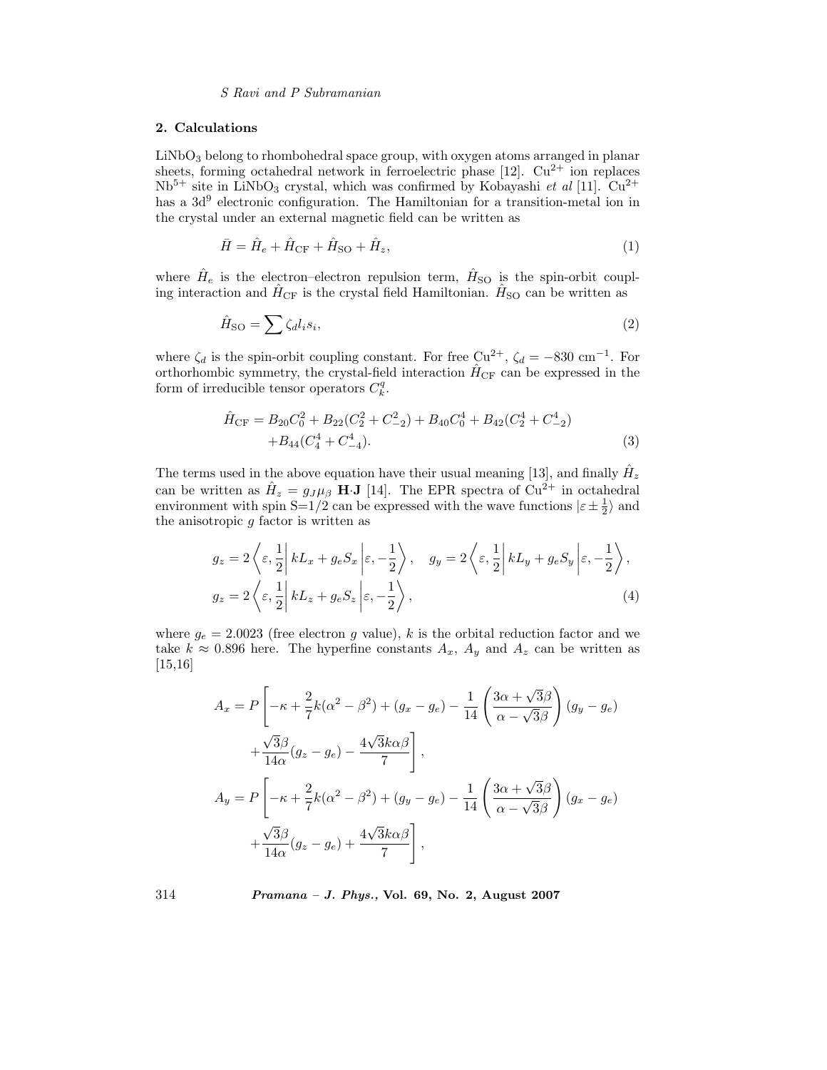## 2. Calculations

$LiNbO_3$ belong to rhombohedral space group, with oxygen atoms arranged in planar sheets, forming octahedral network in ferroelectric phase [12]. $Cu^{2+}$ ion replaces $Nb^{5+}$ site in $LiNbO_3$ crystal, which was confirmed by Kobayashi *et al* [11]. $Cu^{2+}$ has a $3d^9$ electronic configuration. The Hamiltonian for a transition-metal ion in the crystal under an external magnetic field can be written as

$$\bar{H} = \hat{H}_e + \hat{H}_{\rm CF} + \hat{H}_{\rm SO} + \hat{H}_z, \tag{1}$$

where $\hat{H}_e$ is the electron–electron repulsion term, $\hat{H}_{\rm SO}$ is the spin-orbit coupling interaction and $\hat{H}_{\rm CF}$ is the crystal field Hamiltonian. $\hat{H}_{\rm SO}$ can be written as

$$\hat{H}_{\rm SO} = \sum \zeta_d l_i s_i, \tag{2}$$

where $\zeta_d$ is the spin-orbit coupling constant. For free $Cu^{2+}$, $\zeta_d = -830$ cm$^{-1}$. For orthorhombic symmetry, the crystal-field interaction $\hat{H}_{\rm CF}$ can be expressed in the form of irreducible tensor operators $C_k^q$.

$$\begin{aligned}\hat{H}_{\rm CF} = {} & B_{20}C_0^2 + B_{22}(C_2^2 + C_{-2}^2) + B_{40}C_0^4 + B_{42}(C_2^4 + C_{-2}^4) \\ & + B_{44}(C_4^4 + C_{-4}^4).\end{aligned} \tag{3}$$

The terms used in the above equation have their usual meaning [13], and finally $\hat{H}_z$ can be written as $\hat{H}_z = g_J \mu_\beta\ \mathbf{H}{\cdot}\mathbf{J}$ [14]. The EPR spectra of $Cu^{2+}$ in octahedral environment with spin S=1/2 can be expressed with the wave functions $|\varepsilon \pm \frac{1}{2}\rangle$ and the anisotropic $g$ factor is written as

$$\begin{aligned} & g_z = 2\left\langle \varepsilon, \frac{1}{2}\right| kL_x + g_e S_x \left|\varepsilon, -\frac{1}{2}\right\rangle, \quad g_y = 2\left\langle \varepsilon, \frac{1}{2}\right| kL_y + g_e S_y \left|\varepsilon, -\frac{1}{2}\right\rangle, \\ & g_z = 2\left\langle \varepsilon, \frac{1}{2}\right| kL_z + g_e S_z \left|\varepsilon, -\frac{1}{2}\right\rangle, \end{aligned} \tag{4}$$

where $g_e = 2.0023$ (free electron $g$ value), $k$ is the orbital reduction factor and we take $k \approx 0.896$ here. The hyperfine constants $A_x$, $A_y$ and $A_z$ can be written as [15,16]

$$\begin{aligned} A_x = P\Bigg[ & -\kappa + \frac{2}{7}k(\alpha^2 - \beta^2) + (g_x - g_e) - \frac{1}{14}\left(\frac{3\alpha + \sqrt{3}\beta}{\alpha - \sqrt{3}\beta}\right)(g_y - g_e) \\ & + \frac{\sqrt{3}\beta}{14\alpha}(g_z - g_e) - \frac{4\sqrt{3}k\alpha\beta}{7}\Bigg], \\ A_y = P\Bigg[ & -\kappa + \frac{2}{7}k(\alpha^2 - \beta^2) + (g_y - g_e) - \frac{1}{14}\left(\frac{3\alpha + \sqrt{3}\beta}{\alpha - \sqrt{3}\beta}\right)(g_x - g_e) \\ & + \frac{\sqrt{3}\beta}{14\alpha}(g_z - g_e) + \frac{4\sqrt{3}k\alpha\beta}{7}\Bigg], \end{aligned}$$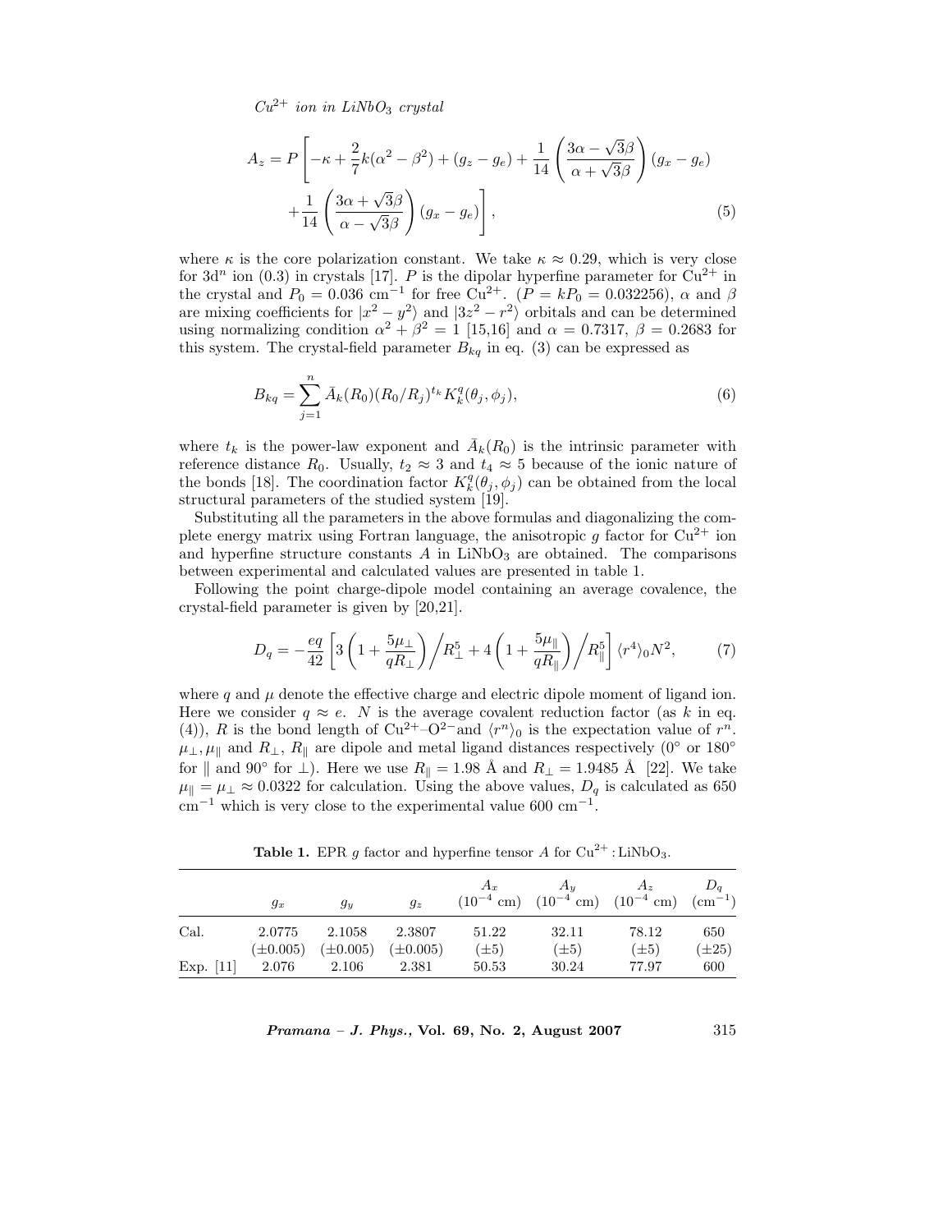$$A_z = P\left[-\kappa + \frac{2}{7}k(\alpha^2 - \beta^2) + (g_z - g_e) + \frac{1}{14}\left(\frac{3\alpha - \sqrt{3}\beta}{\alpha + \sqrt{3}\beta}\right)(g_x - g_e)\right.$$
$$\left. + \frac{1}{14}\left(\frac{3\alpha + \sqrt{3}\beta}{\alpha - \sqrt{3}\beta}\right)(g_x - g_e)\right], \tag{5}$$

where $\kappa$ is the core polarization constant. We take $\kappa \approx 0.29$, which is very close for $3d^n$ ion (0.3) in crystals [17]. $P$ is the dipolar hyperfine parameter for $Cu^{2+}$ in the crystal and $P_0 = 0.036$ cm$^{-1}$ for free $Cu^{2+}$. ($P = kP_0 = 0.032256$), $\alpha$ and $\beta$ are mixing coefficients for $|x^2 - y^2\rangle$ and $|3z^2 - r^2\rangle$ orbitals and can be determined using normalizing condition $\alpha^2 + \beta^2 = 1$ [15,16] and $\alpha = 0.7317$, $\beta = 0.2683$ for this system. The crystal-field parameter $B_{kq}$ in eq. (3) can be expressed as

$$B_{kq} = \sum_{j=1}^{n} \bar{A}_k(R_0)(R_0/R_j)^{t_k} K_k^q(\theta_j, \phi_j), \tag{6}$$

where $t_k$ is the power-law exponent and $\bar{A}_k(R_0)$ is the intrinsic parameter with reference distance $R_0$. Usually, $t_2 \approx 3$ and $t_4 \approx 5$ because of the ionic nature of the bonds [18]. The coordination factor $K_k^q(\theta_j, \phi_j)$ can be obtained from the local structural parameters of the studied system [19].

Substituting all the parameters in the above formulas and diagonalizing the complete energy matrix using Fortran language, the anisotropic $g$ factor for $Cu^{2+}$ ion and hyperfine structure constants $A$ in $LiNbO_3$ are obtained. The comparisons between experimental and calculated values are presented in table 1.

Following the point charge-dipole model containing an average covalence, the crystal-field parameter is given by [20,21].

$$D_q = -\frac{eq}{42}\left[3\left(1 + \frac{5\mu_\perp}{qR_\perp}\right)\bigg/R_\perp^5 + 4\left(1 + \frac{5\mu_\parallel}{qR_\parallel}\right)\bigg/R_\parallel^5\right]\langle r^4\rangle_0 N^2, \tag{7}$$

where $q$ and $\mu$ denote the effective charge and electric dipole moment of ligand ion. Here we consider $q \approx e$. $N$ is the average covalent reduction factor (as $k$ in eq. (4)), $R$ is the bond length of $Cu^{2+}$–$O^{2-}$and $\langle r^n\rangle_0$ is the expectation value of $r^n$. $\mu_\perp, \mu_\parallel$ and $R_\perp$, $R_\parallel$ are dipole and metal ligand distances respectively (0° or 180° for $\parallel$ and 90° for $\perp$). Here we use $R_\parallel = 1.98$ Å and $R_\perp = 1.9485$ Å [22]. We take $\mu_\parallel = \mu_\perp \approx 0.0322$ for calculation. Using the above values, $D_q$ is calculated as 650 cm$^{-1}$ which is very close to the experimental value 600 cm$^{-1}$.

**Table 1.** EPR $g$ factor and hyperfine tensor $A$ for $Cu^{2+}$ : $LiNbO_3$.

| | $g_x$ | $g_y$ | $g_z$ | $A_x$ ($10^{-4}$ cm) | $A_y$ ($10^{-4}$ cm) | $A_z$ ($10^{-4}$ cm) | $D_q$ (cm$^{-1}$) |
|---|---|---|---|---|---|---|---|
| Cal. | 2.0775 | 2.1058 | 2.3807 | 51.22 | 32.11 | 78.12 | 650 |
| | (±0.005) | (±0.005) | (±0.005) | (±5) | (±5) | (±5) | (±25) |
| Exp. [11] | 2.076 | 2.106 | 2.381 | 50.53 | 30.24 | 77.97 | 600 |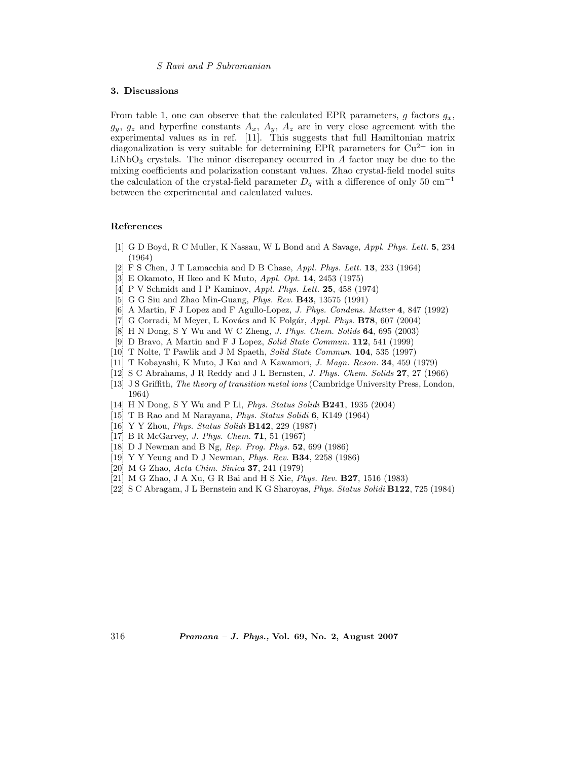## 3. Discussions

From table 1, one can observe that the calculated EPR parameters, $g$ factors $g_x$, $g_y$, $g_z$ and hyperfine constants $A_x$, $A_y$, $A_z$ are in very close agreement with the experimental values as in ref. [11]. This suggests that full Hamiltonian matrix diagonalization is very suitable for determining EPR parameters for $Cu^{2+}$ ion in $LiNbO_3$ crystals. The minor discrepancy occurred in $A$ factor may be due to the mixing coefficients and polarization constant values. Zhao crystal-field model suits the calculation of the crystal-field parameter $D_q$ with a difference of only 50 $cm^{-1}$ between the experimental and calculated values.

## References

[1] G D Boyd, R C Muller, K Nassau, W L Bond and A Savage, *Appl. Phys. Lett.* **5**, 234 (1964)

[2] F S Chen, J T Lamacchia and D B Chase, *Appl. Phys. Lett.* **13**, 233 (1964)

[3] E Okamoto, H Ikeo and K Muto, *Appl. Opt.* **14**, 2453 (1975)

[4] P V Schmidt and I P Kaminov, *Appl. Phys. Lett.* **25**, 458 (1974)

[5] G G Siu and Zhao Min-Guang, *Phys. Rev.* **B43**, 13575 (1991)

[6] A Martin, F J Lopez and F Agullo-Lopez, *J. Phys. Condens. Matter* **4**, 847 (1992)

[7] G Corradi, M Meyer, L Kovács and K Polgár, *Appl. Phys.* **B78**, 607 (2004)

[8] H N Dong, S Y Wu and W C Zheng, *J. Phys. Chem. Solids* **64**, 695 (2003)

[9] D Bravo, A Martin and F J Lopez, *Solid State Commun.* **112**, 541 (1999)

[10] T Nolte, T Pawlik and J M Spaeth, *Solid State Commun.* **104**, 535 (1997)

[11] T Kobayashi, K Muto, J Kai and A Kawamori, *J. Magn. Reson.* **34**, 459 (1979)

[12] S C Abrahams, J R Reddy and J L Bernsten, *J. Phys. Chem. Solids* **27**, 27 (1966)

[13] J S Griffith, *The theory of transition metal ions* (Cambridge University Press, London, 1964)

[14] H N Dong, S Y Wu and P Li, *Phys. Status Solidi* **B241**, 1935 (2004)

[15] T B Rao and M Narayana, *Phys. Status Solidi* **6**, K149 (1964)

[16] Y Y Zhou, *Phys. Status Solidi* **B142**, 229 (1987)

[17] B R McGarvey, *J. Phys. Chem.* **71**, 51 (1967)

[18] D J Newman and B Ng, *Rep. Prog. Phys.* **52**, 699 (1986)

[19] Y Y Yeung and D J Newman, *Phys. Rev.* **B34**, 2258 (1986)

[20] M G Zhao, *Acta Chim. Sinica* **37**, 241 (1979)

[21] M G Zhao, J A Xu, G R Bai and H S Xie, *Phys. Rev.* **B27**, 1516 (1983)

[22] S C Abragam, J L Bernstein and K G Sharoyas, *Phys. Status Solidi* **B122**, 725 (1984)